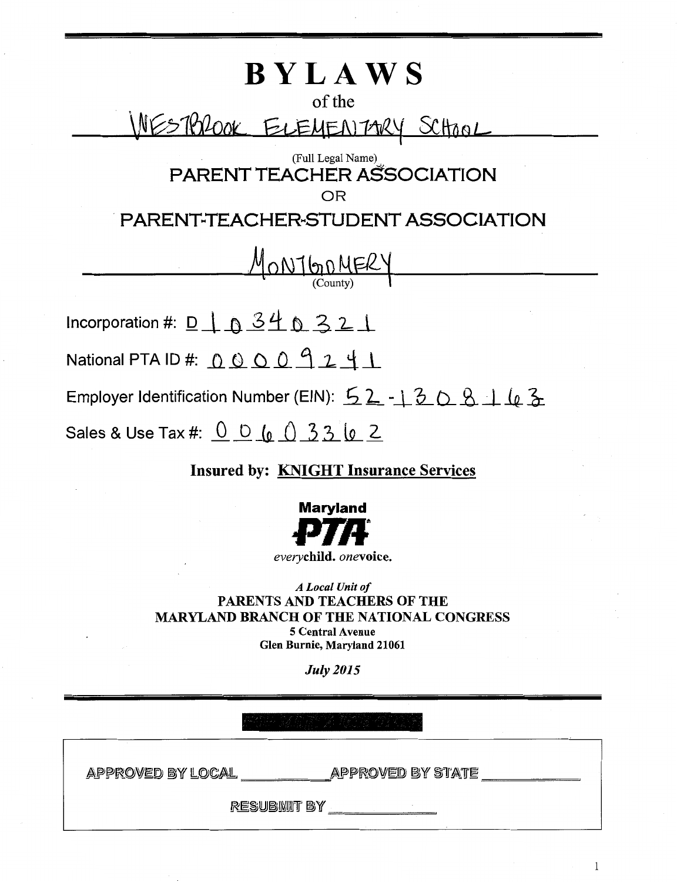# BYLAWS

of the

WESTBROOK ELEMENTARY SCHOOL

(Full Legal Name)

## PARENT TEACHER ASSOCIATION

OR

## PARENT-TEACHER-STUDENT ASSOCIATION

MONTGOMERY

(County)

Incorporation #: D10340321

National PTA ID #: 00009241

Employer Identification Number (EIN): 52-1308163

Sales & Use Tax #: 00603362

**Insured by: KNIGHT Insurance Services**

**Maryland PTA**

*every***child.** *one***voice.**

*A Local Unit of*

**PARENTS AND TEACHERS OF THE MARYLAND BRANCH OF THE NATIONAL CONGRESS**

**5 Central Avenue**

**Glen Burnie, Maryland 21061**

***July 2015***

APPROVED BY LOCAL ____________ APPROVED BY STATE ____________

RESUBMIT BY ____________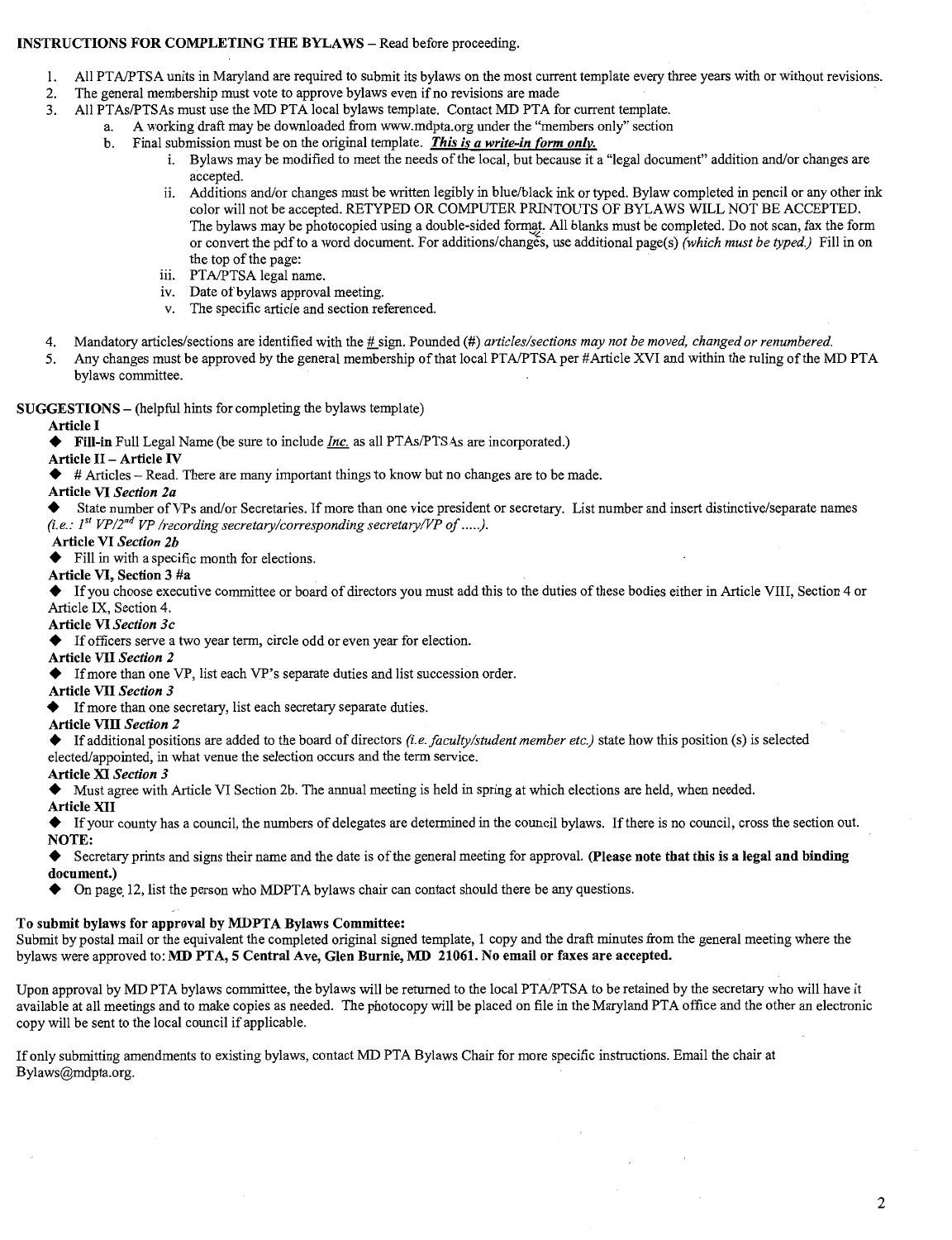**INSTRUCTIONS FOR COMPLETING THE BYLAWS** – Read before proceeding.

1. All PTA/PTSA units in Maryland are required to submit its bylaws on the most current template every three years with or without revisions.
2. The general membership must vote to approve bylaws even if no revisions are made
3. All PTAs/PTSAs must use the MD PTA local bylaws template. Contact MD PTA for current template.
   a. A working draft may be downloaded from www.mdpta.org under the "members only" section
   b. Final submission must be on the original template. ***This is a write-in form only.***
      i. Bylaws may be modified to meet the needs of the local, but because it a "legal document" addition and/or changes are accepted.
      ii. Additions and/or changes must be written legibly in blue/black ink or typed. Bylaw completed in pencil or any other ink color will not be accepted. RETYPED OR COMPUTER PRINTOUTS OF BYLAWS WILL NOT BE ACCEPTED. The bylaws may be photocopied using a double-sided format. All blanks must be completed. Do not scan, fax the form or convert the pdf to a word document. For additions/changes, use additional page(s) *(which must be typed.)* Fill in on the top of the page:
      iii. PTA/PTSA legal name.
      iv. Date of bylaws approval meeting.
      v. The specific article and section referenced.
4. Mandatory articles/sections are identified with the # sign. Pounded (#) *articles/sections may not be moved, changed or renumbered.*
5. Any changes must be approved by the general membership of that local PTA/PTSA per #Article XVI and within the ruling of the MD PTA bylaws committee.

**SUGGESTIONS** – (helpful hints for completing the bylaws template)

**Article I**

◆ **Fill-in** Full Legal Name (be sure to include *Inc.* as all PTAs/PTSAs are incorporated.)

**Article II – Article IV**

◆ # Articles – Read. There are many important things to know but no changes are to be made.

**Article VI *Section 2a***

◆ State number of VPs and/or Secretaries. If more than one vice president or secretary. List number and insert distinctive/separate names *(i.e.: 1st VP/2nd VP /recording secretary/corresponding secretary/VP of .....).*

**Article VI *Section 2b***

◆ Fill in with a specific month for elections.

**Article VI, Section 3 #a**

◆ If you choose executive committee or board of directors you must add this to the duties of these bodies either in Article VIII, Section 4 or Article IX, Section 4.

**Article VI *Section 3c***

◆ If officers serve a two year term, circle odd or even year for election.

**Article VII *Section 2***

◆ If more than one VP, list each VP's separate duties and list succession order.

**Article VII *Section 3***

◆ If more than one secretary, list each secretary separate duties.

**Article VIII *Section 2***

◆ If additional positions are added to the board of directors *(i.e. faculty/student member etc.)* state how this position (s) is selected elected/appointed, in what venue the selection occurs and the term service.

**Article XI *Section 3***

◆ Must agree with Article VI Section 2b. The annual meeting is held in spring at which elections are held, when needed.

**Article XII**

◆ If your county has a council, the numbers of delegates are determined in the council bylaws. If there is no council, cross the section out.

**NOTE:**

◆ Secretary prints and signs their name and the date is of the general meeting for approval. **(Please note that this is a legal and binding document.)**

◆ On page 12, list the person who MDPTA bylaws chair can contact should there be any questions.

**To submit bylaws for approval by MDPTA Bylaws Committee:**

Submit by postal mail or the equivalent the completed original signed template, 1 copy and the draft minutes from the general meeting where the bylaws were approved to: **MD PTA, 5 Central Ave, Glen Burnie, MD 21061. No email or faxes are accepted.**

Upon approval by MD PTA bylaws committee, the bylaws will be returned to the local PTA/PTSA to be retained by the secretary who will have it available at all meetings and to make copies as needed. The photocopy will be placed on file in the Maryland PTA office and the other an electronic copy will be sent to the local council if applicable.

If only submitting amendments to existing bylaws, contact MD PTA Bylaws Chair for more specific instructions. Email the chair at Bylaws@mdpta.org.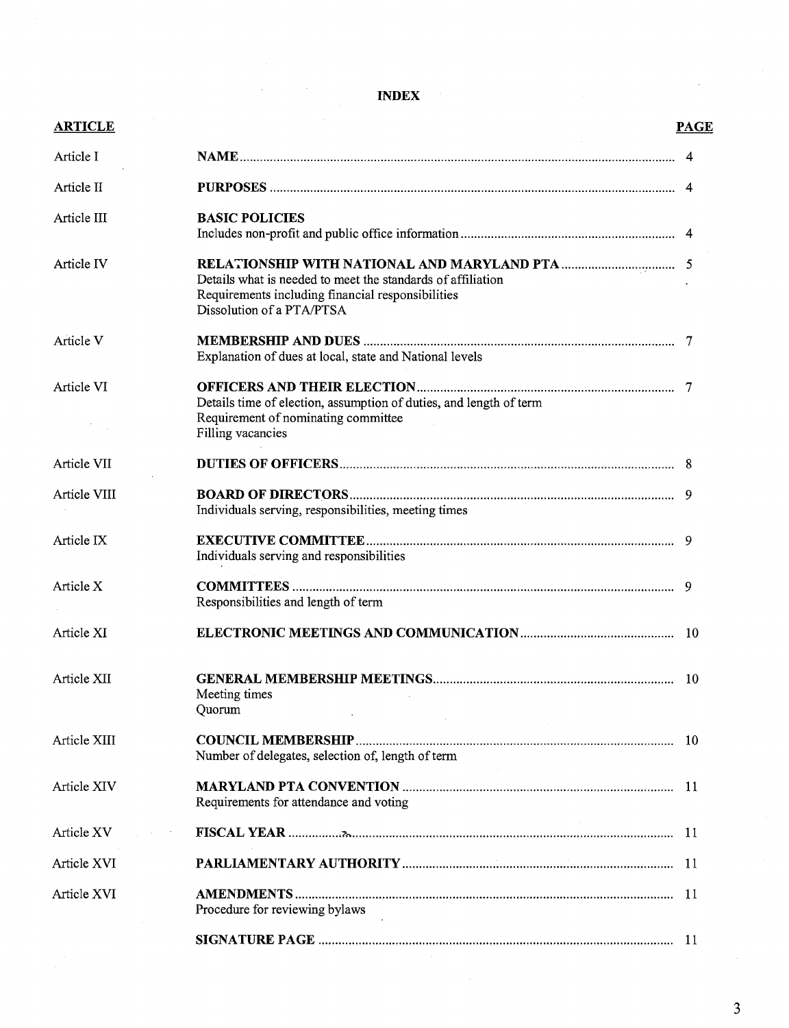# INDEX

| ARTICLE | | PAGE |
|---|---|---|
| Article I | **NAME** | 4 |
| Article II | **PURPOSES** | 4 |
| Article III | **BASIC POLICIES**<br>Includes non-profit and public office information | 4 |
| Article IV | **RELATIONSHIP WITH NATIONAL AND MARYLAND PTA**<br>Details what is needed to meet the standards of affiliation<br>Requirements including financial responsibilities<br>Dissolution of a PTA/PTSA | 5 |
| Article V | **MEMBERSHIP AND DUES**<br>Explanation of dues at local, state and National levels | 7 |
| Article VI | **OFFICERS AND THEIR ELECTION**<br>Details time of election, assumption of duties, and length of term<br>Requirement of nominating committee<br>Filling vacancies | 7 |
| Article VII | **DUTIES OF OFFICERS** | 8 |
| Article VIII | **BOARD OF DIRECTORS**<br>Individuals serving, responsibilities, meeting times | 9 |
| Article IX | **EXECUTIVE COMMITTEE**<br>Individuals serving and responsibilities | 9 |
| Article X | **COMMITTEES**<br>Responsibilities and length of term | 9 |
| Article XI | **ELECTRONIC MEETINGS AND COMMUNICATION** | 10 |
| Article XII | **GENERAL MEMBERSHIP MEETINGS**<br>Meeting times<br>Quorum | 10 |
| Article XIII | **COUNCIL MEMBERSHIP**<br>Number of delegates, selection of, length of term | 10 |
| Article XIV | **MARYLAND PTA CONVENTION**<br>Requirements for attendance and voting | 11 |
| Article XV | **FISCAL YEAR** | 11 |
| Article XVI | **PARLIAMENTARY AUTHORITY** | 11 |
| Article XVI | **AMENDMENTS**<br>Procedure for reviewing bylaws | 11 |
| | **SIGNATURE PAGE** | 11 |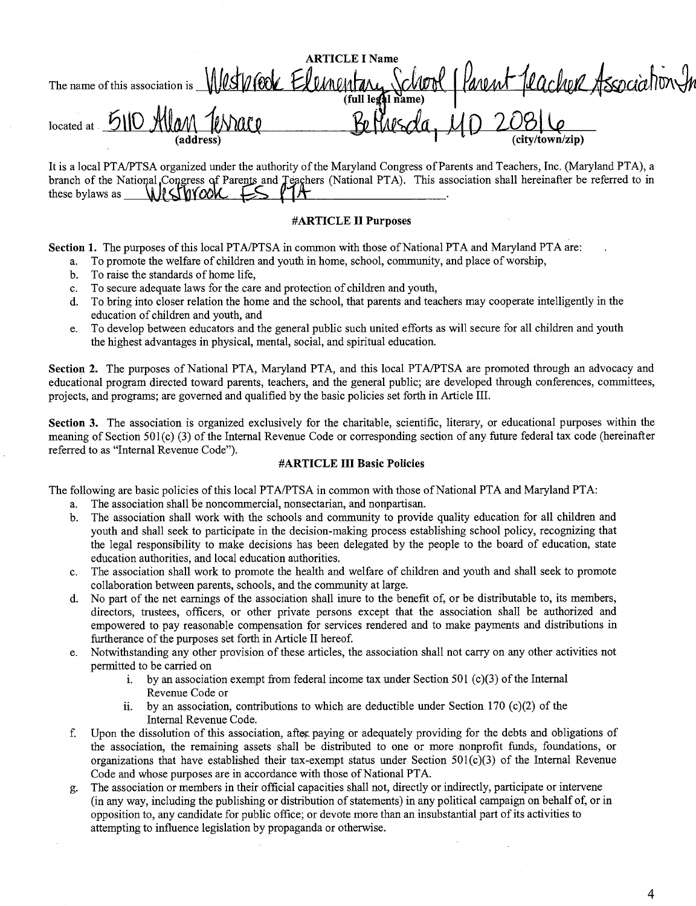## ARTICLE I Name

The name of this association is Westbrook Elementary School Parent Teacher Association Inc (full legal name)

located at 5110 Allan Terrace (address) Bethesda, MD 20816 (city/town/zip)

It is a local PTA/PTSA organized under the authority of the Maryland Congress of Parents and Teachers, Inc. (Maryland PTA), a branch of the National Congress of Parents and Teachers (National PTA). This association shall hereinafter be referred to in these bylaws as Westbrook ES PTA.

## #ARTICLE II Purposes

**Section 1.** The purposes of this local PTA/PTSA in common with those of National PTA and Maryland PTA are:

a. To promote the welfare of children and youth in home, school, community, and place of worship,
b. To raise the standards of home life,
c. To secure adequate laws for the care and protection of children and youth,
d. To bring into closer relation the home and the school, that parents and teachers may cooperate intelligently in the education of children and youth, and
e. To develop between educators and the general public such united efforts as will secure for all children and youth the highest advantages in physical, mental, social, and spiritual education.

**Section 2.** The purposes of National PTA, Maryland PTA, and this local PTA/PTSA are promoted through an advocacy and educational program directed toward parents, teachers, and the general public; are developed through conferences, committees, projects, and programs; are governed and qualified by the basic policies set forth in Article III.

**Section 3.** The association is organized exclusively for the charitable, scientific, literary, or educational purposes within the meaning of Section 501(c) (3) of the Internal Revenue Code or corresponding section of any future federal tax code (hereinafter referred to as "Internal Revenue Code").

## #ARTICLE III Basic Policies

The following are basic policies of this local PTA/PTSA in common with those of National PTA and Maryland PTA:

a. The association shall be noncommercial, nonsectarian, and nonpartisan.
b. The association shall work with the schools and community to provide quality education for all children and youth and shall seek to participate in the decision-making process establishing school policy, recognizing that the legal responsibility to make decisions has been delegated by the people to the board of education, state education authorities, and local education authorities.
c. The association shall work to promote the health and welfare of children and youth and shall seek to promote collaboration between parents, schools, and the community at large.
d. No part of the net earnings of the association shall inure to the benefit of, or be distributable to, its members, directors, trustees, officers, or other private persons except that the association shall be authorized and empowered to pay reasonable compensation for services rendered and to make payments and distributions in furtherance of the purposes set forth in Article II hereof.
e. Notwithstanding any other provision of these articles, the association shall not carry on any other activities not permitted to be carried on
    i. by an association exempt from federal income tax under Section 501 (c)(3) of the Internal Revenue Code or
    ii. by an association, contributions to which are deductible under Section 170 (c)(2) of the Internal Revenue Code.
f. Upon the dissolution of this association, after paying or adequately providing for the debts and obligations of the association, the remaining assets shall be distributed to one or more nonprofit funds, foundations, or organizations that have established their tax-exempt status under Section 501(c)(3) of the Internal Revenue Code and whose purposes are in accordance with those of National PTA.
g. The association or members in their official capacities shall not, directly or indirectly, participate or intervene (in any way, including the publishing or distribution of statements) in any political campaign on behalf of, or in opposition to, any candidate for public office; or devote more than an insubstantial part of its activities to attempting to influence legislation by propaganda or otherwise.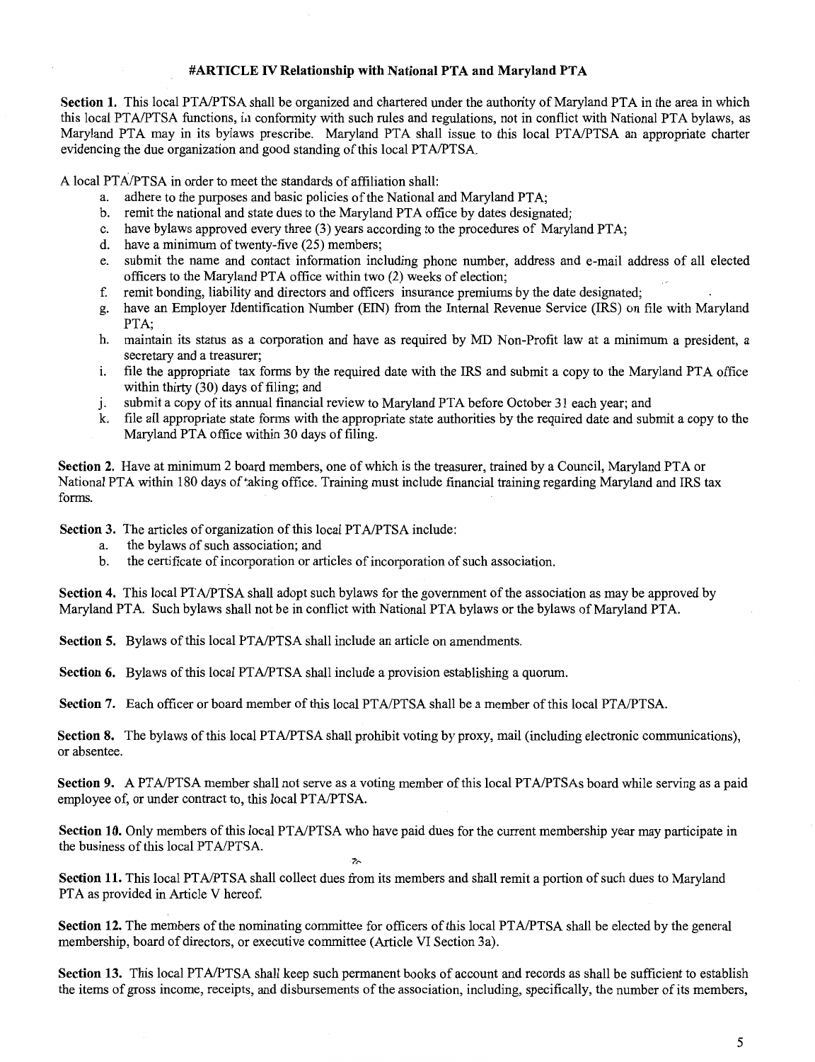# #ARTICLE IV Relationship with National PTA and Maryland PTA

**Section 1.** This local PTA/PTSA shall be organized and chartered under the authority of Maryland PTA in the area in which this local PTA/PTSA functions, in conformity with such rules and regulations, not in conflict with National PTA bylaws, as Maryland PTA may in its bylaws prescribe. Maryland PTA shall issue to this local PTA/PTSA an appropriate charter evidencing the due organization and good standing of this local PTA/PTSA.

A local PTA/PTSA in order to meet the standards of affiliation shall:

a. adhere to the purposes and basic policies of the National and Maryland PTA;
b. remit the national and state dues to the Maryland PTA office by dates designated;
c. have bylaws approved every three (3) years according to the procedures of Maryland PTA;
d. have a minimum of twenty-five (25) members;
e. submit the name and contact information including phone number, address and e-mail address of all elected officers to the Maryland PTA office within two (2) weeks of election;
f. remit bonding, liability and directors and officers insurance premiums by the date designated;
g. have an Employer Identification Number (EIN) from the Internal Revenue Service (IRS) on file with Maryland PTA;
h. maintain its status as a corporation and have as required by MD Non-Profit law at a minimum a president, a secretary and a treasurer;
i. file the appropriate tax forms by the required date with the IRS and submit a copy to the Maryland PTA office within thirty (30) days of filing; and
j. submit a copy of its annual financial review to Maryland PTA before October 31 each year; and
k. file all appropriate state forms with the appropriate state authorities by the required date and submit a copy to the Maryland PTA office within 30 days of filing.

**Section 2.** Have at minimum 2 board members, one of which is the treasurer, trained by a Council, Maryland PTA or National PTA within 180 days of taking office. Training must include financial training regarding Maryland and IRS tax forms.

**Section 3.** The articles of organization of this local PTA/PTSA include:

a. the bylaws of such association; and
b. the certificate of incorporation or articles of incorporation of such association.

**Section 4.** This local PTA/PTSA shall adopt such bylaws for the government of the association as may be approved by Maryland PTA. Such bylaws shall not be in conflict with National PTA bylaws or the bylaws of Maryland PTA.

**Section 5.** Bylaws of this local PTA/PTSA shall include an article on amendments.

**Section 6.** Bylaws of this local PTA/PTSA shall include a provision establishing a quorum.

**Section 7.** Each officer or board member of this local PTA/PTSA shall be a member of this local PTA/PTSA.

**Section 8.** The bylaws of this local PTA/PTSA shall prohibit voting by proxy, mail (including electronic communications), or absentee.

**Section 9.** A PTA/PTSA member shall not serve as a voting member of this local PTA/PTSAs board while serving as a paid employee of, or under contract to, this local PTA/PTSA.

**Section 10.** Only members of this local PTA/PTSA who have paid dues for the current membership year may participate in the business of this local PTA/PTSA.

**Section 11.** This local PTA/PTSA shall collect dues from its members and shall remit a portion of such dues to Maryland PTA as provided in Article V hereof.

**Section 12.** The members of the nominating committee for officers of this local PTA/PTSA shall be elected by the general membership, board of directors, or executive committee (Article VI Section 3a).

**Section 13.** This local PTA/PTSA shall keep such permanent books of account and records as shall be sufficient to establish the items of gross income, receipts, and disbursements of the association, including, specifically, the number of its members,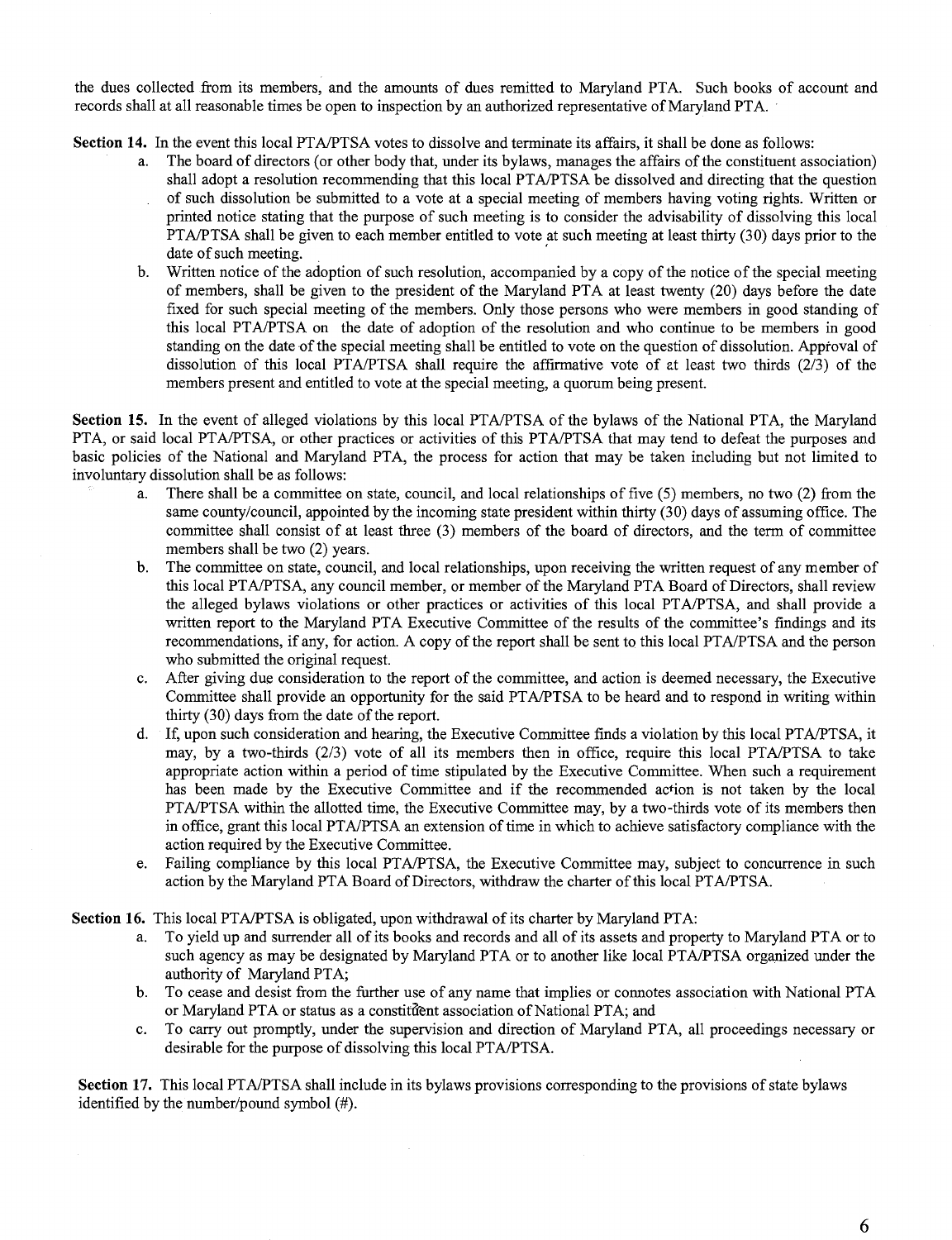the dues collected from its members, and the amounts of dues remitted to Maryland PTA. Such books of account and records shall at all reasonable times be open to inspection by an authorized representative of Maryland PTA.

**Section 14.** In the event this local PTA/PTSA votes to dissolve and terminate its affairs, it shall be done as follows:

a. The board of directors (or other body that, under its bylaws, manages the affairs of the constituent association) shall adopt a resolution recommending that this local PTA/PTSA be dissolved and directing that the question of such dissolution be submitted to a vote at a special meeting of members having voting rights. Written or printed notice stating that the purpose of such meeting is to consider the advisability of dissolving this local PTA/PTSA shall be given to each member entitled to vote at such meeting at least thirty (30) days prior to the date of such meeting.

b. Written notice of the adoption of such resolution, accompanied by a copy of the notice of the special meeting of members, shall be given to the president of the Maryland PTA at least twenty (20) days before the date fixed for such special meeting of the members. Only those persons who were members in good standing of this local PTA/PTSA on the date of adoption of the resolution and who continue to be members in good standing on the date of the special meeting shall be entitled to vote on the question of dissolution. Approval of dissolution of this local PTA/PTSA shall require the affirmative vote of at least two thirds (2/3) of the members present and entitled to vote at the special meeting, a quorum being present.

**Section 15.** In the event of alleged violations by this local PTA/PTSA of the bylaws of the National PTA, the Maryland PTA, or said local PTA/PTSA, or other practices or activities of this PTA/PTSA that may tend to defeat the purposes and basic policies of the National and Maryland PTA, the process for action that may be taken including but not limited to involuntary dissolution shall be as follows:

a. There shall be a committee on state, council, and local relationships of five (5) members, no two (2) from the same county/council, appointed by the incoming state president within thirty (30) days of assuming office. The committee shall consist of at least three (3) members of the board of directors, and the term of committee members shall be two (2) years.

b. The committee on state, council, and local relationships, upon receiving the written request of any member of this local PTA/PTSA, any council member, or member of the Maryland PTA Board of Directors, shall review the alleged bylaws violations or other practices or activities of this local PTA/PTSA, and shall provide a written report to the Maryland PTA Executive Committee of the results of the committee's findings and its recommendations, if any, for action. A copy of the report shall be sent to this local PTA/PTSA and the person who submitted the original request.

c. After giving due consideration to the report of the committee, and action is deemed necessary, the Executive Committee shall provide an opportunity for the said PTA/PTSA to be heard and to respond in writing within thirty (30) days from the date of the report.

d. If, upon such consideration and hearing, the Executive Committee finds a violation by this local PTA/PTSA, it may, by a two-thirds (2/3) vote of all its members then in office, require this local PTA/PTSA to take appropriate action within a period of time stipulated by the Executive Committee. When such a requirement has been made by the Executive Committee and if the recommended action is not taken by the local PTA/PTSA within the allotted time, the Executive Committee may, by a two-thirds vote of its members then in office, grant this local PTA/PTSA an extension of time in which to achieve satisfactory compliance with the action required by the Executive Committee.

e. Failing compliance by this local PTA/PTSA, the Executive Committee may, subject to concurrence in such action by the Maryland PTA Board of Directors, withdraw the charter of this local PTA/PTSA.

**Section 16.** This local PTA/PTSA is obligated, upon withdrawal of its charter by Maryland PTA:

a. To yield up and surrender all of its books and records and all of its assets and property to Maryland PTA or to such agency as may be designated by Maryland PTA or to another like local PTA/PTSA organized under the authority of Maryland PTA;

b. To cease and desist from the further use of any name that implies or connotes association with National PTA or Maryland PTA or status as a constituent association of National PTA; and

c. To carry out promptly, under the supervision and direction of Maryland PTA, all proceedings necessary or desirable for the purpose of dissolving this local PTA/PTSA.

**Section 17.** This local PTA/PTSA shall include in its bylaws provisions corresponding to the provisions of state bylaws identified by the number/pound symbol (#).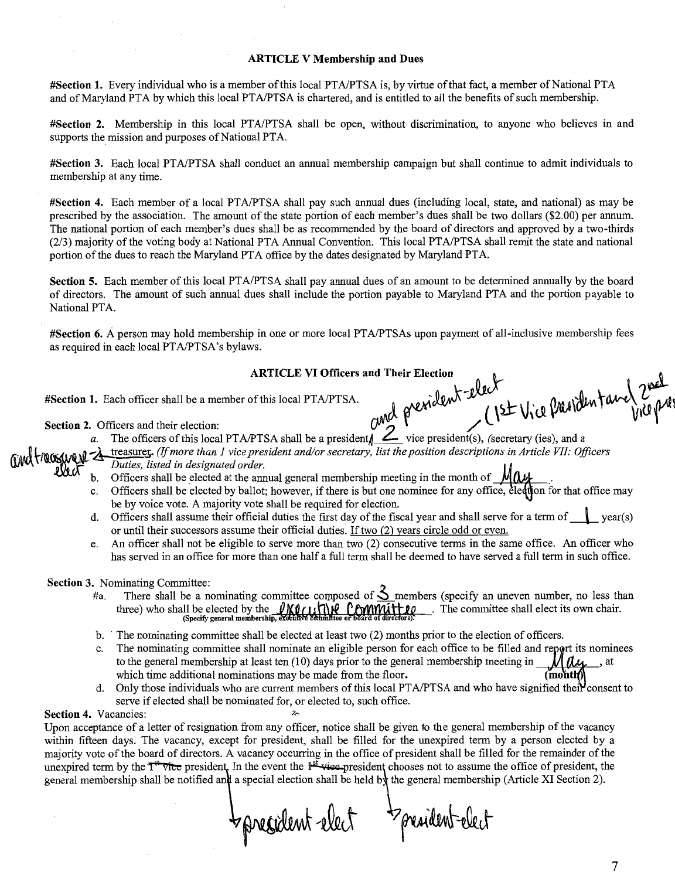**ARTICLE V Membership and Dues**

**#Section 1.** Every individual who is a member of this local PTA/PTSA is, by virtue of that fact, a member of National PTA and of Maryland PTA by which this local PTA/PTSA is chartered, and is entitled to all the benefits of such membership.

**#Section 2.** Membership in this local PTA/PTSA shall be open, without discrimination, to anyone who believes in and supports the mission and purposes of National PTA.

**#Section 3.** Each local PTA/PTSA shall conduct an annual membership campaign but shall continue to admit individuals to membership at any time.

**#Section 4.** Each member of a local PTA/PTSA shall pay such annual dues (including local, state, and national) as may be prescribed by the association. The amount of the state portion of each member's dues shall be two dollars ($2.00) per annum. The national portion of each member's dues shall be as recommended by the board of directors and approved by a two-thirds (2/3) majority of the voting body at National PTA Annual Convention. This local PTA/PTSA shall remit the state and national portion of the dues to reach the Maryland PTA office by the dates designated by Maryland PTA.

**Section 5.** Each member of this local PTA/PTSA shall pay annual dues of an amount to be determined annually by the board of directors. The amount of such annual dues shall include the portion payable to Maryland PTA and the portion payable to National PTA.

**#Section 6.** A person may hold membership in one or more local PTA/PTSAs upon payment of all-inclusive membership fees as required in each local PTA/PTSA's bylaws.

**ARTICLE VI Officers and Their Election**

**#Section 1.** Each officer shall be a member of this local PTA/PTSA.

**Section 2.** Officers and their election:

a. The officers of this local PTA/PTSA shall be a president, and president-elect 2 vice president(s), (1st Vice President and 2nd Vice pres) ~~(secretary (ies)~~, and a ~~treasurer~~ and treasurer-elect. *(If more than 1 vice president and/or secretary, list the position descriptions in Article VII: Officers Duties, listed in designated order.*

b. Officers shall be elected at the annual general membership meeting in the month of May.

c. Officers shall be elected by ballot; however, if there is but one nominee for any office, election for that office may be by voice vote. A majority vote shall be required for election.

d. Officers shall assume their official duties the first day of the fiscal year and shall serve for a term of 1 year(s) or until their successors assume their official duties. If two (2) years circle odd or even.

e. An officer shall not be eligible to serve more than two (2) consecutive terms in the same office. An officer who has served in an office for more than one half a full term shall be deemed to have served a full term in such office.

**Section 3.** Nominating Committee:

#a. There shall be a nominating committee composed of 3 members (specify an uneven number, no less than three) who shall be elected by the Executive Committee (Specify general membership, executive committee or board of directors). The committee shall elect its own chair.

b. The nominating committee shall be elected at least two (2) months prior to the election of officers.

c. The nominating committee shall nominate an eligible person for each office to be filled and report its nominees to the general membership at least ten (10) days prior to the general membership meeting in May (month), at which time additional nominations may be made from the floor.

d. Only those individuals who are current members of this local PTA/PTSA and who have signified their consent to serve if elected shall be nominated for, or elected to, such office.

**Section 4.** Vacancies:

Upon acceptance of a letter of resignation from any officer, notice shall be given to the general membership of the vacancy within fifteen days. The vacancy, except for president, shall be filled for the unexpired term by a person elected by a majority vote of the board of directors. A vacancy occurring in the office of president shall be filled for the remainder of the unexpired term by the ~~1st vice~~ president-elect. In the event the ~~1st vice~~ president-elect chooses not to assume the office of president, the general membership shall be notified and a special election shall be held by the general membership (Article XI Section 2).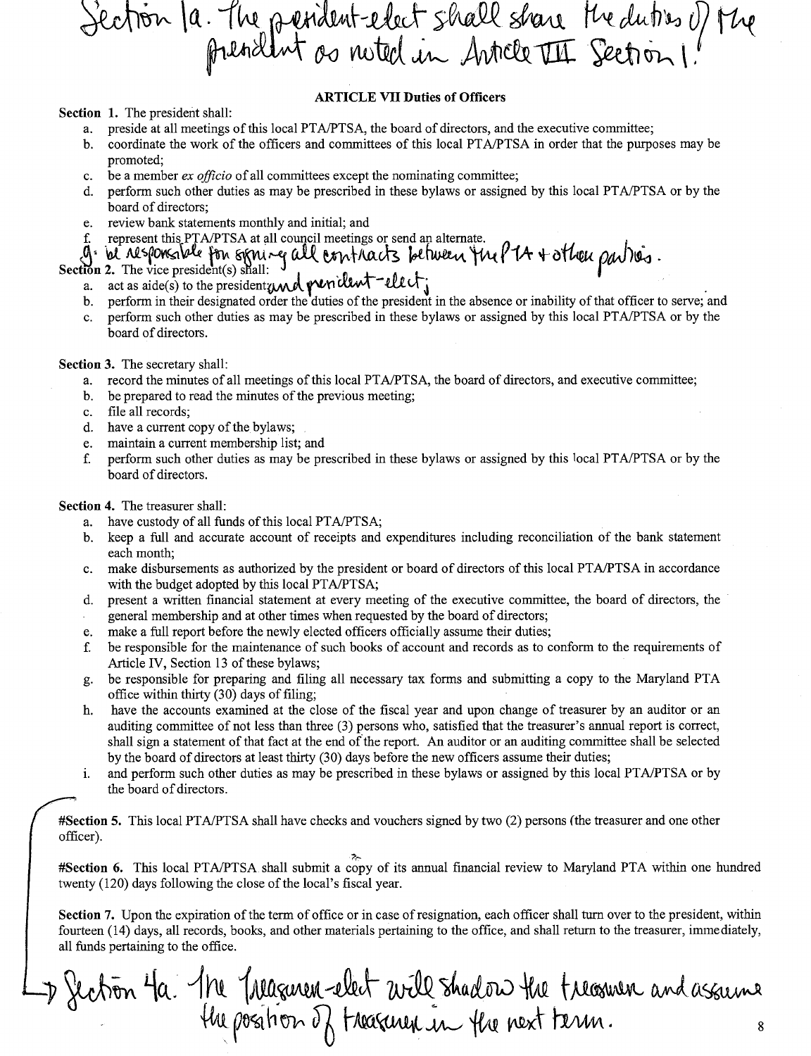Section 1a. The president-elect shall share the duties of the president as noted in Article VII Section 1.

## ARTICLE VII Duties of Officers

**Section 1.** The president shall:

a. preside at all meetings of this local PTA/PTSA, the board of directors, and the executive committee;
b. coordinate the work of the officers and committees of this local PTA/PTSA in order that the purposes may be promoted;
c. be a member *ex officio* of all committees except the nominating committee;
d. perform such other duties as may be prescribed in these bylaws or assigned by this local PTA/PTSA or by the board of directors;
e. review bank statements monthly and initial; and
f. represent this PTA/PTSA at all council meetings or send an alternate.
g. be responsible for signing all contracts between the PTA + other parties.

**Section 2.** The vice president(s) shall:

a. act as aide(s) to the president and president-elect;
b. perform in their designated order the duties of the president in the absence or inability of that officer to serve; and
c. perform such other duties as may be prescribed in these bylaws or assigned by this local PTA/PTSA or by the board of directors.

**Section 3.** The secretary shall:

a. record the minutes of all meetings of this local PTA/PTSA, the board of directors, and executive committee;
b. be prepared to read the minutes of the previous meeting;
c. file all records;
d. have a current copy of the bylaws;
e. maintain a current membership list; and
f. perform such other duties as may be prescribed in these bylaws or assigned by this local PTA/PTSA or by the board of directors.

**Section 4.** The treasurer shall:

a. have custody of all funds of this local PTA/PTSA;
b. keep a full and accurate account of receipts and expenditures including reconciliation of the bank statement each month;
c. make disbursements as authorized by the president or board of directors of this local PTA/PTSA in accordance with the budget adopted by this local PTA/PTSA;
d. present a written financial statement at every meeting of the executive committee, the board of directors, the general membership and at other times when requested by the board of directors;
e. make a full report before the newly elected officers officially assume their duties;
f. be responsible for the maintenance of such books of account and records as to conform to the requirements of Article IV, Section 13 of these bylaws;
g. be responsible for preparing and filing all necessary tax forms and submitting a copy to the Maryland PTA office within thirty (30) days of filing;
h. have the accounts examined at the close of the fiscal year and upon change of treasurer by an auditor or an auditing committee of not less than three (3) persons who, satisfied that the treasurer's annual report is correct, shall sign a statement of that fact at the end of the report. An auditor or an auditing committee shall be selected by the board of directors at least thirty (30) days before the new officers assume their duties;
i. and perform such other duties as may be prescribed in these bylaws or assigned by this local PTA/PTSA or by the board of directors.

**#Section 5.** This local PTA/PTSA shall have checks and vouchers signed by two (2) persons (the treasurer and one other officer).

**#Section 6.** This local PTA/PTSA shall submit a copy of its annual financial review to Maryland PTA within one hundred twenty (120) days following the close of the local's fiscal year.

**Section 7.** Upon the expiration of the term of office or in case of resignation, each officer shall turn over to the president, within fourteen (14) days, all records, books, and other materials pertaining to the office, and shall return to the treasurer, immediately, all funds pertaining to the office.

Section 4a. The treasurer-elect will shadow the treasurer and assume the position of treasurer in the next term.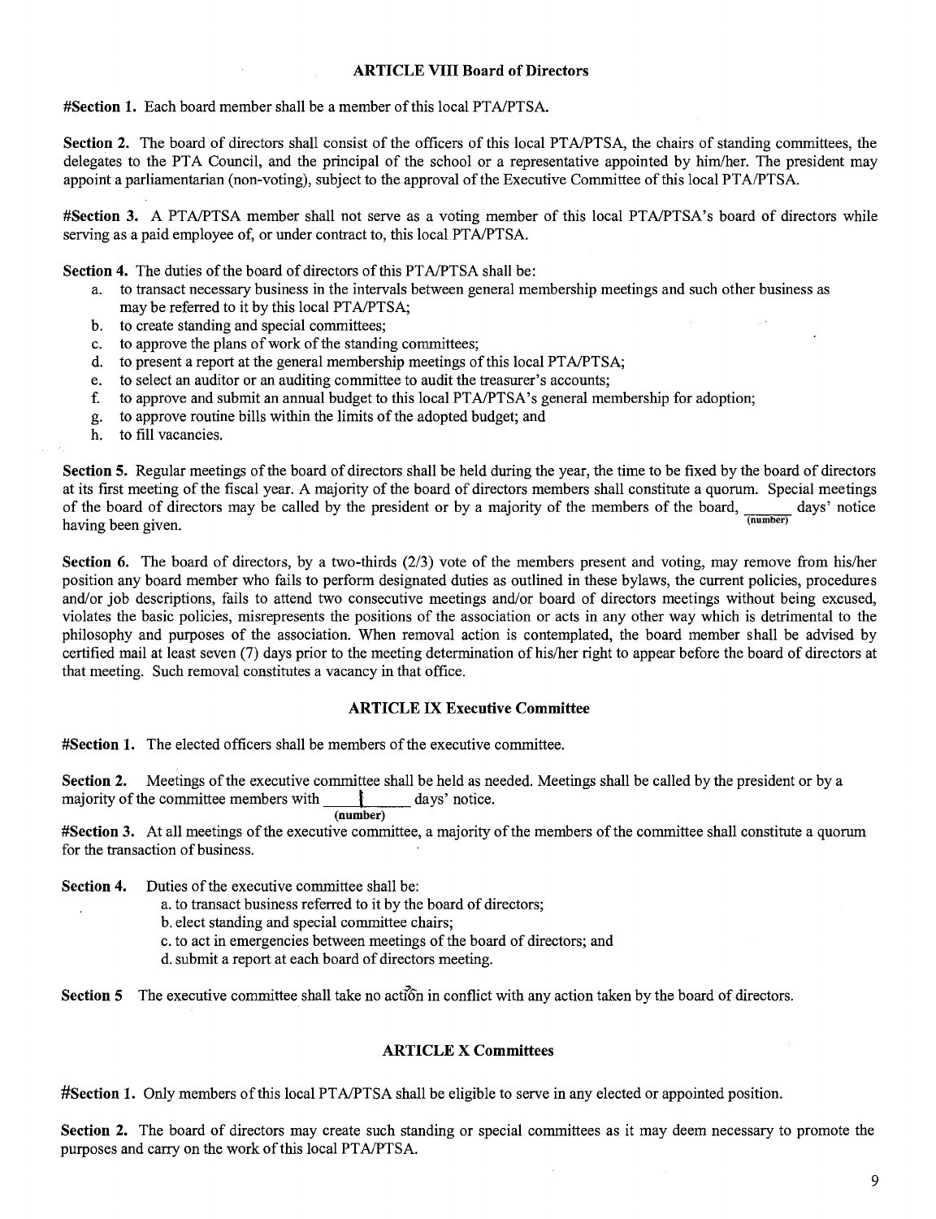## ARTICLE VIII Board of Directors

#Section 1. Each board member shall be a member of this local PTA/PTSA.

**Section 2.** The board of directors shall consist of the officers of this local PTA/PTSA, the chairs of standing committees, the delegates to the PTA Council, and the principal of the school or a representative appointed by him/her. The president may appoint a parliamentarian (non-voting), subject to the approval of the Executive Committee of this local PTA/PTSA.

#Section 3. A PTA/PTSA member shall not serve as a voting member of this local PTA/PTSA's board of directors while serving as a paid employee of, or under contract to, this local PTA/PTSA.

**Section 4.** The duties of the board of directors of this PTA/PTSA shall be:

a. to transact necessary business in the intervals between general membership meetings and such other business as may be referred to it by this local PTA/PTSA;
b. to create standing and special committees;
c. to approve the plans of work of the standing committees;
d. to present a report at the general membership meetings of this local PTA/PTSA;
e. to select an auditor or an auditing committee to audit the treasurer's accounts;
f. to approve and submit an annual budget to this local PTA/PTSA's general membership for adoption;
g. to approve routine bills within the limits of the adopted budget; and
h. to fill vacancies.

**Section 5.** Regular meetings of the board of directors shall be held during the year, the time to be fixed by the board of directors at its first meeting of the fiscal year. A majority of the board of directors members shall constitute a quorum. Special meetings of the board of directors may be called by the president or by a majority of the members of the board, ______ (number) days' notice having been given.

**Section 6.** The board of directors, by a two-thirds (2/3) vote of the members present and voting, may remove from his/her position any board member who fails to perform designated duties as outlined in these bylaws, the current policies, procedures and/or job descriptions, fails to attend two consecutive meetings and/or board of directors meetings without being excused, violates the basic policies, misrepresents the positions of the association or acts in any other way which is detrimental to the philosophy and purposes of the association. When removal action is contemplated, the board member shall be advised by certified mail at least seven (7) days prior to the meeting determination of his/her right to appear before the board of directors at that meeting. Such removal constitutes a vacancy in that office.

## ARTICLE IX Executive Committee

#Section 1. The elected officers shall be members of the executive committee.

**Section 2.** Meetings of the executive committee shall be held as needed. Meetings shall be called by the president or by a majority of the committee members with ___1___ (number) days' notice.

#Section 3. At all meetings of the executive committee, a majority of the members of the committee shall constitute a quorum for the transaction of business.

**Section 4.** Duties of the executive committee shall be:

a. to transact business referred to it by the board of directors;
b. elect standing and special committee chairs;
c. to act in emergencies between meetings of the board of directors; and
d. submit a report at each board of directors meeting.

**Section 5** The executive committee shall take no action in conflict with any action taken by the board of directors.

## ARTICLE X Committees

#Section 1. Only members of this local PTA/PTSA shall be eligible to serve in any elected or appointed position.

**Section 2.** The board of directors may create such standing or special committees as it may deem necessary to promote the purposes and carry on the work of this local PTA/PTSA.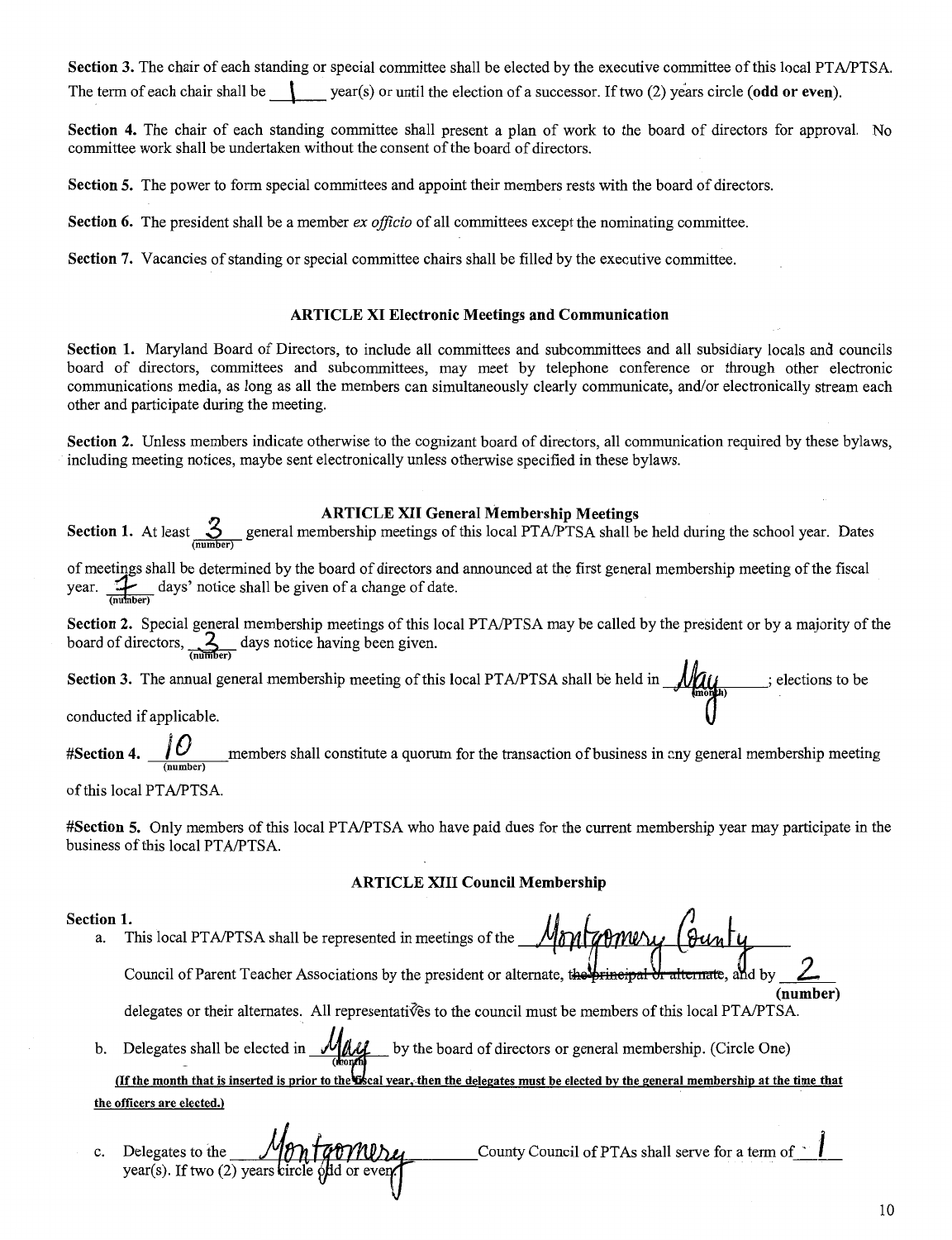**Section 3.** The chair of each standing or special committee shall be elected by the executive committee of this local PTA/PTSA. The term of each chair shall be 1 year(s) or until the election of a successor. If two (2) years circle (**odd or even**).

**Section 4.** The chair of each standing committee shall present a plan of work to the board of directors for approval. No committee work shall be undertaken without the consent of the board of directors.

**Section 5.** The power to form special committees and appoint their members rests with the board of directors.

**Section 6.** The president shall be a member *ex officio* of all committees except the nominating committee.

**Section 7.** Vacancies of standing or special committee chairs shall be filled by the executive committee.

### ARTICLE XI Electronic Meetings and Communication

**Section 1.** Maryland Board of Directors, to include all committees and subcommittees and all subsidiary locals and councils board of directors, committees and subcommittees, may meet by telephone conference or through other electronic communications media, as long as all the members can simultaneously clearly communicate, and/or electronically stream each other and participate during the meeting.

**Section 2.** Unless members indicate otherwise to the cognizant board of directors, all communication required by these bylaws, including meeting notices, maybe sent electronically unless otherwise specified in these bylaws.

### ARTICLE XII General Membership Meetings

**Section 1.** At least 3 (number) general membership meetings of this local PTA/PTSA shall be held during the school year. Dates of meetings shall be determined by the board of directors and announced at the first general membership meeting of the fiscal year. 7 (number) days' notice shall be given of a change of date.

**Section 2.** Special general membership meetings of this local PTA/PTSA may be called by the president or by a majority of the board of directors, 3 (number) days notice having been given.

**Section 3.** The annual general membership meeting of this local PTA/PTSA shall be held in May (month); elections to be conducted if applicable.

**#Section 4.** 10 (number) members shall constitute a quorum for the transaction of business in any general membership meeting of this local PTA/PTSA.

**#Section 5.** Only members of this local PTA/PTSA who have paid dues for the current membership year may participate in the business of this local PTA/PTSA.

### ARTICLE XIII Council Membership

**Section 1.**

a. This local PTA/PTSA shall be represented in meetings of the Montgomery County Council of Parent Teacher Associations by the president or alternate, ~~the principal or alternate~~, and by 2 (number) delegates or their alternates. All representatives to the council must be members of this local PTA/PTSA.

b. Delegates shall be elected in May (month) by the board of directors or general membership. (Circle One)

<u>(If the month that is inserted is prior to the fiscal year, then the delegates must be elected by the general membership at the time that the officers are elected.)</u>

c. Delegates to the Montgomery County Council of PTAs shall serve for a term of 1 year(s). If two (2) years circle odd or even.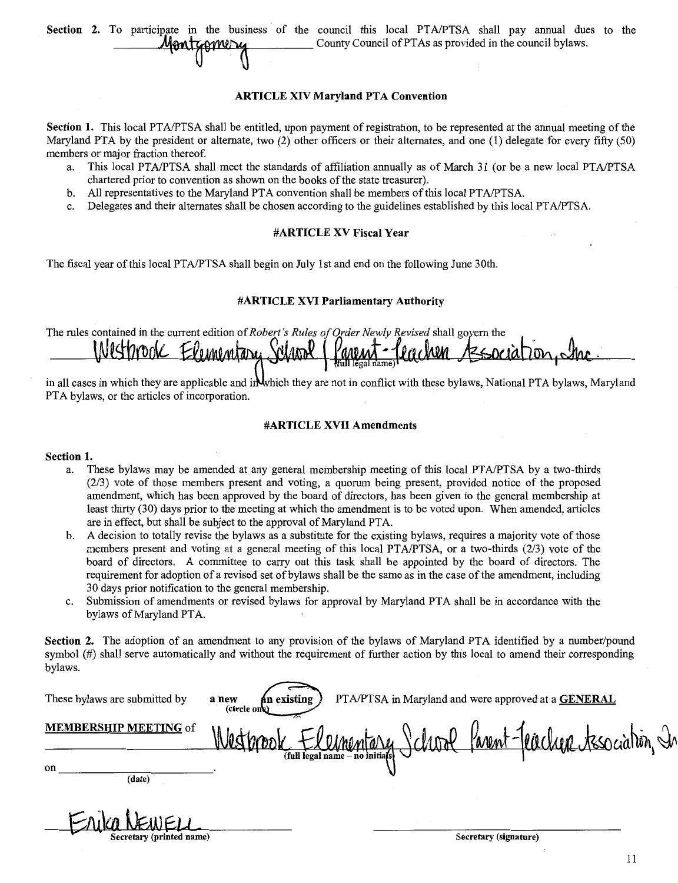**Section 2.** To participate in the business of the council this local PTA/PTSA shall pay annual dues to the Montgomery County Council of PTAs as provided in the council bylaws.

### ARTICLE XIV Maryland PTA Convention

**Section 1.** This local PTA/PTSA shall be entitled, upon payment of registration, to be represented at the annual meeting of the Maryland PTA by the president or alternate, two (2) other officers or their alternates, and one (1) delegate for every fifty (50) members or major fraction thereof.

a. This local PTA/PTSA shall meet the standards of affiliation annually as of March 31 (or be a new local PTA/PTSA chartered prior to convention as shown on the books of the state treasurer).
b. All representatives to the Maryland PTA convention shall be members of this local PTA/PTSA.
c. Delegates and their alternates shall be chosen according to the guidelines established by this local PTA/PTSA.

### #ARTICLE XV Fiscal Year

The fiscal year of this local PTA/PTSA shall begin on July 1st and end on the following June 30th.

### #ARTICLE XVI Parliamentary Authority

The rules contained in the current edition of *Robert's Rules of Order Newly Revised* shall govern the Westbrook Elementary School Parent-Teacher Association, Inc. (full legal name) in all cases in which they are applicable and in which they are not in conflict with these bylaws, National PTA bylaws, Maryland PTA bylaws, or the articles of incorporation.

### #ARTICLE XVII Amendments

**Section 1.**

a. These bylaws may be amended at any general membership meeting of this local PTA/PTSA by a two-thirds (2/3) vote of those members present and voting, a quorum being present, provided notice of the proposed amendment, which has been approved by the board of directors, has been given to the general membership at least thirty (30) days prior to the meeting at which the amendment is to be voted upon. When amended, articles are in effect, but shall be subject to the approval of Maryland PTA.
b. A decision to totally revise the bylaws as a substitute for the existing bylaws, requires a majority vote of those members present and voting at a general meeting of this local PTA/PTSA, or a two-thirds (2/3) vote of the board of directors. A committee to carry out this task shall be appointed by the board of directors. The requirement for adoption of a revised set of bylaws shall be the same as in the case of the amendment, including 30 days prior notification to the general membership.
c. Submission of amendments or revised bylaws for approval by Maryland PTA shall be in accordance with the bylaws of Maryland PTA.

**Section 2.** The adoption of an amendment to any provision of the bylaws of Maryland PTA identified by a number/pound symbol (#) shall serve automatically and without the requirement of further action by this local to amend their corresponding bylaws.

These bylaws are submitted by a new / **an existing** (circle one) PTA/PTSA in Maryland and were approved at a **GENERAL MEMBERSHIP MEETING** of Westbrook Elementary School Parent-Teacher Association, In (full legal name – no initials)

on ____________________ (date)

Erika NEWELL
Secretary (printed name)

____________________
Secretary (signature)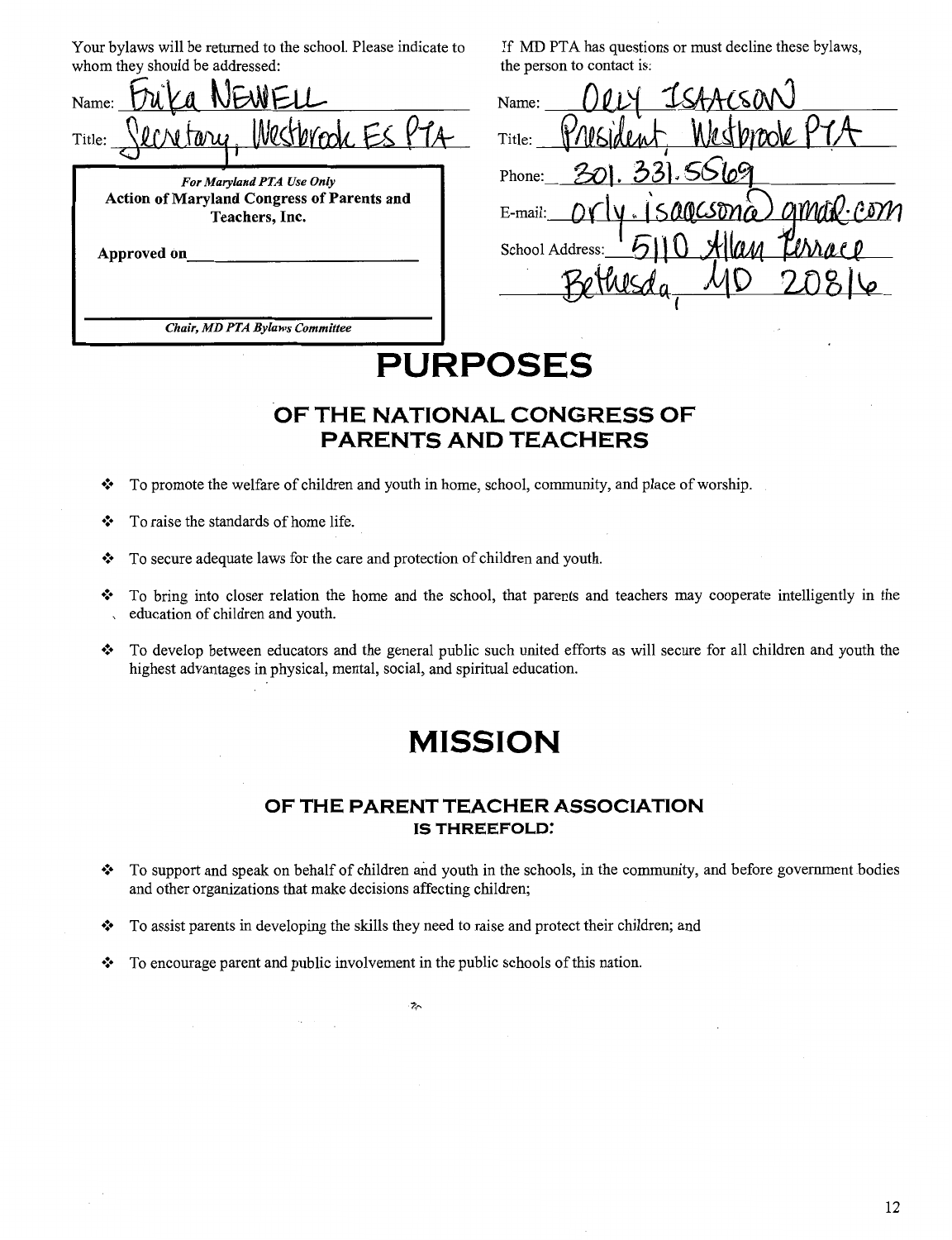Your bylaws will be returned to the school. Please indicate to whom they should be addressed:

Name: Erika NEWELL

Title: Secretary, Westbrook ES PTA

*For Maryland PTA Use Only*

**Action of Maryland Congress of Parents and Teachers, Inc.**

**Approved on**\_\_\_\_\_\_\_\_\_\_\_\_\_\_\_\_\_\_\_\_

\_\_\_\_\_\_\_\_\_\_\_\_\_\_\_\_\_\_\_\_

***Chair, MD PTA Bylaws Committee***

If MD PTA has questions or must decline these bylaws, the person to contact is:

Name: ORLY ISAACSON

Title: President, Westbrook PTA

Phone: 301. 331.5569

E-mail: orly.isaacson@gmail.com

School Address: 5110 Allan Terrace Bethesda, MD 20816

# PURPOSES

## OF THE NATIONAL CONGRESS OF PARENTS AND TEACHERS

- To promote the welfare of children and youth in home, school, community, and place of worship.
- To raise the standards of home life.
- To secure adequate laws for the care and protection of children and youth.
- To bring into closer relation the home and the school, that parents and teachers may cooperate intelligently in the education of children and youth.
- To develop between educators and the general public such united efforts as will secure for all children and youth the highest advantages in physical, mental, social, and spiritual education.

# MISSION

## OF THE PARENT TEACHER ASSOCIATION

### IS THREEFOLD:

- To support and speak on behalf of children and youth in the schools, in the community, and before government bodies and other organizations that make decisions affecting children;
- To assist parents in developing the skills they need to raise and protect their children; and
- To encourage parent and public involvement in the public schools of this nation.